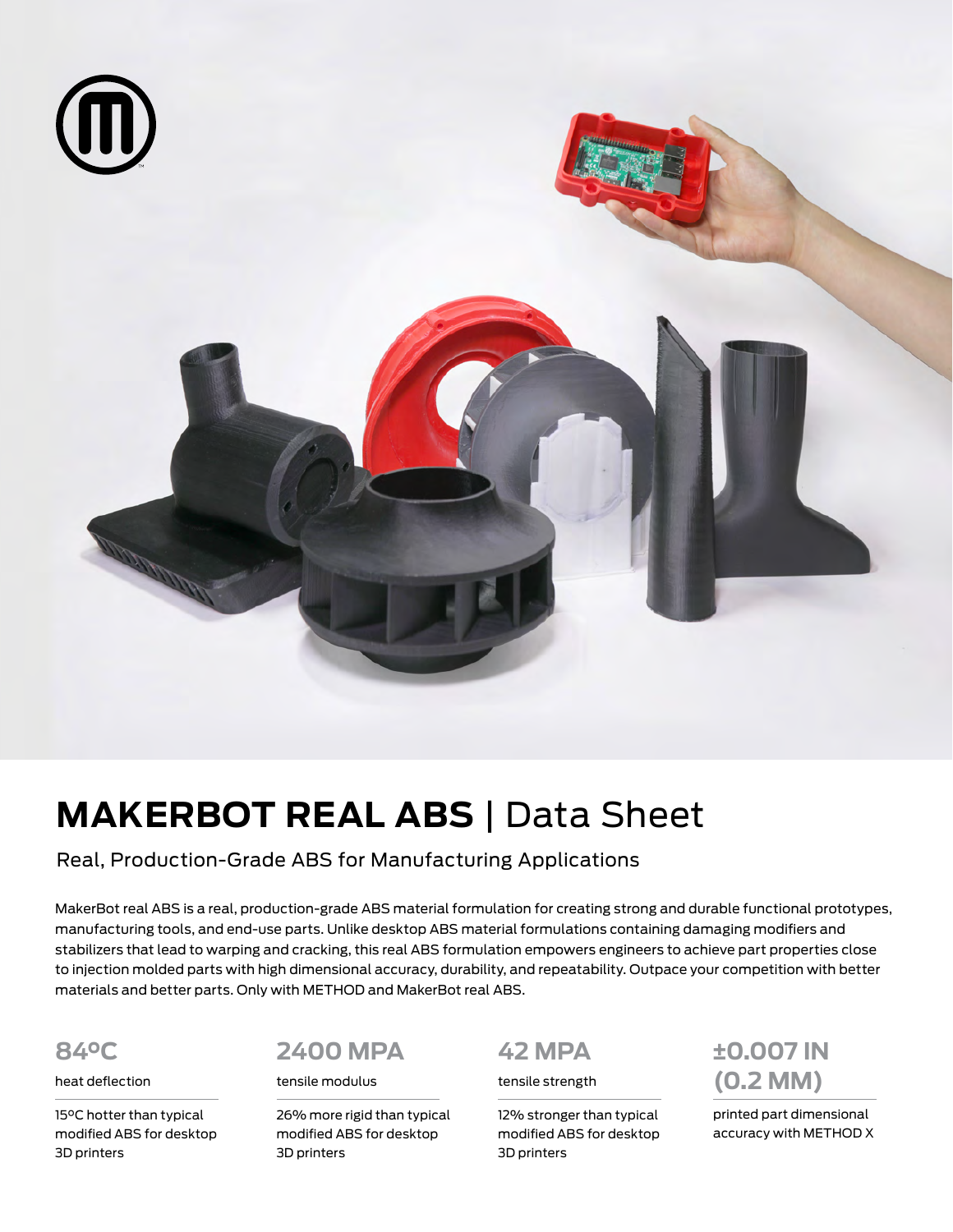# MAKERBOT REAL ABS | Data Sheet

## Real, Production-Grade ABS for Manufacturing Applications

MakerBot real ABS is a real, production-grade ABS material formulation for creating strong and durable functional prototypes, manufacturing tools, and end-use parts. Unlike desktop ABS material formulations containing damaging modifiers and stabilizers that lead to warping and cracking, this real ABS formulation empowers engineers to achieve part properties close to injection molded parts with high dimensional accuracy, durability, and repeatability. Outpace your competition with better materials and better parts. Only with METHOD and MakerBot real ABS.

### 84ºC

heat deflection

15ºC hotter than typical modified ABS for desktop 3D printers

### 2400 MPA

tensile modulus

26% more rigid than typical modified ABS for desktop 3D printers

### 42 MPA

tensile strength

12% stronger than typical modified ABS for desktop 3D printers

### ±0.007 IN (0.2 MM)

printed part dimensional accuracy with METHOD X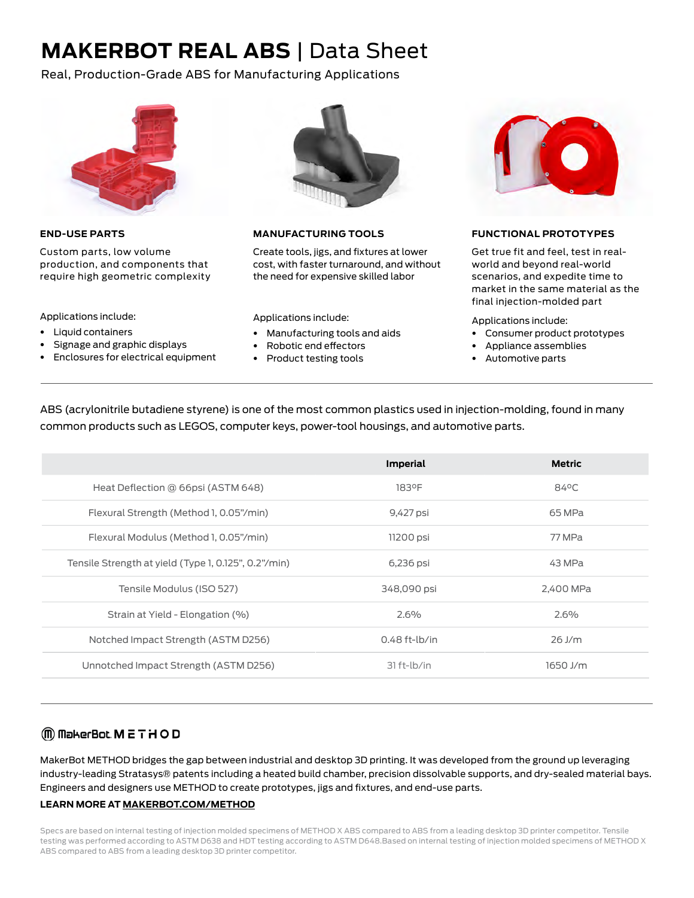# MAKERBOT REAL ABS | Data Sheet

Real, Production-Grade ABS for Manufacturing Applications

### END-USE PARTS

Custom parts, low volume production, and components that require high geometric complexity

Applications include:

- Liquid containers
- Signage and graphic displays
- Enclosures for electrical equipment

### MANUFACTURING TOOLS

Create tools, jigs, and fixtures at lower cost, with faster turnaround, and without the need for expensive skilled labor

Applications include:

- Manufacturing tools and aids
- Robotic end effectors
- Product testing tools

### FUNCTIONAL PROTOTYPES

Get true fit and feel, test in real-world and beyond real-world scenarios, and expedite time to market in the same material as the final injection-molded part

Applications include:

- Consumer product prototypes
- Appliance assemblies
- Automotive parts

---

ABS (acrylonitrile butadiene styrene) is one of the most common plastics used in injection-molding, found in many common products such as LEGOS, computer keys, power-tool housings, and automotive parts.

| | Imperial | Metric |
|---|---|---|
| Heat Deflection @ 66psi (ASTM 648) | 183ºF | 84ºC |
| Flexural Strength (Method 1, 0.05"/min) | 9,427 psi | 65 MPa |
| Flexural Modulus (Method 1, 0.05"/min) | 11200 psi | 77 MPa |
| Tensile Strength at yield (Type 1, 0.125", 0.2"/min) | 6,236 psi | 43 MPa |
| Tensile Modulus (ISO 527) | 348,090 psi | 2,400 MPa |
| Strain at Yield - Elongation (%) | 2.6% | 2.6% |
| Notched Impact Strength (ASTM D256) | 0.48 ft-lb/in | 26 J/m |
| Unnotched Impact Strength (ASTM D256) | 31 ft-lb/in | 1650 J/m |

---

## MakerBot METHOD

MakerBot METHOD bridges the gap between industrial and desktop 3D printing. It was developed from the ground up leveraging industry-leading Stratasys® patents including a heated build chamber, precision dissolvable supports, and dry-sealed material bays. Engineers and designers use METHOD to create prototypes, jigs and fixtures, and end-use parts.

**LEARN MORE AT MAKERBOT.COM/METHOD**

Specs are based on internal testing of injection molded specimens of METHOD X ABS compared to ABS from a leading desktop 3D printer competitor. Tensile testing was performed according to ASTM D638 and HDT testing according to ASTM D648.Based on internal testing of injection molded specimens of METHOD X ABS compared to ABS from a leading desktop 3D printer competitor.